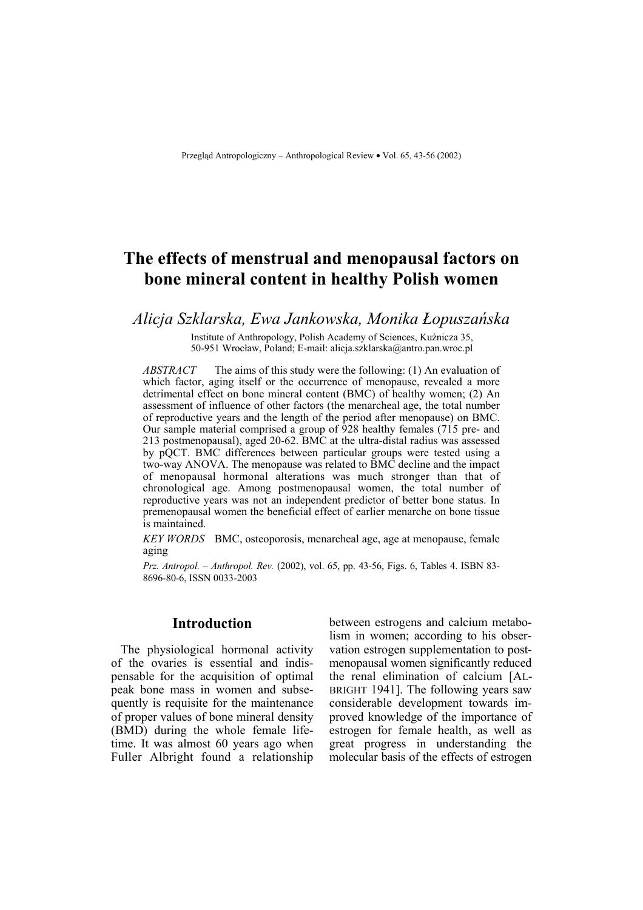# The effects of menstrual and menopausal factors on bone mineral content in healthy Polish women

*Alicja Szklarska, Ewa Jankowska, Monika Łopuszańska*

Institute of Anthropology, Polish Academy of Sciences, Kuźnicza 35, 50-951 Wrocław, Poland; E-mail: alicja.szklarska@antro.pan.wroc.pl

*ABSTRACT* The aims of this study were the following: (1) An evaluation of which factor, aging itself or the occurrence of menopause, revealed a more detrimental effect on bone mineral content (BMC) of healthy women; (2) An assessment of influence of other factors (the menarcheal age, the total number of reproductive years and the length of the period after menopause) on BMC. Our sample material comprised a group of 928 healthy females (715 pre- and 213 postmenopausal), aged 20-62. BMC at the ultra-distal radius was assessed by pQCT. BMC differences between particular groups were tested using a two-way ANOVA. The menopause was related to BMC decline and the impact of menopausal hormonal alterations was much stronger than that of chronological age. Among postmenopausal women, the total number of reproductive years was not an independent predictor of better bone status. In premenopausal women the beneficial effect of earlier menarche on bone tissue is maintained.

*KEY WORDS* BMC, osteoporosis, menarcheal age, age at menopause, female aging

*Prz. Antropol. – Anthropol. Rev.* (2002), vol. 65, pp. 43-56, Figs. 6, Tables 4. ISBN 83-8696-80-6, ISSN 0033-2003

## Introduction

The physiological hormonal activity of the ovaries is essential and indispensable for the acquisition of optimal peak bone mass in women and subsequently is requisite for the maintenance of proper values of bone mineral density (BMD) during the whole female lifetime. It was almost 60 years ago when Fuller Albright found a relationship between estrogens and calcium metabolism in women; according to his observation estrogen supplementation to postmenopausal women significantly reduced the renal elimination of calcium [ALBRIGHT 1941]. The following years saw considerable development towards improved knowledge of the importance of estrogen for female health, as well as great progress in understanding the molecular basis of the effects of estrogen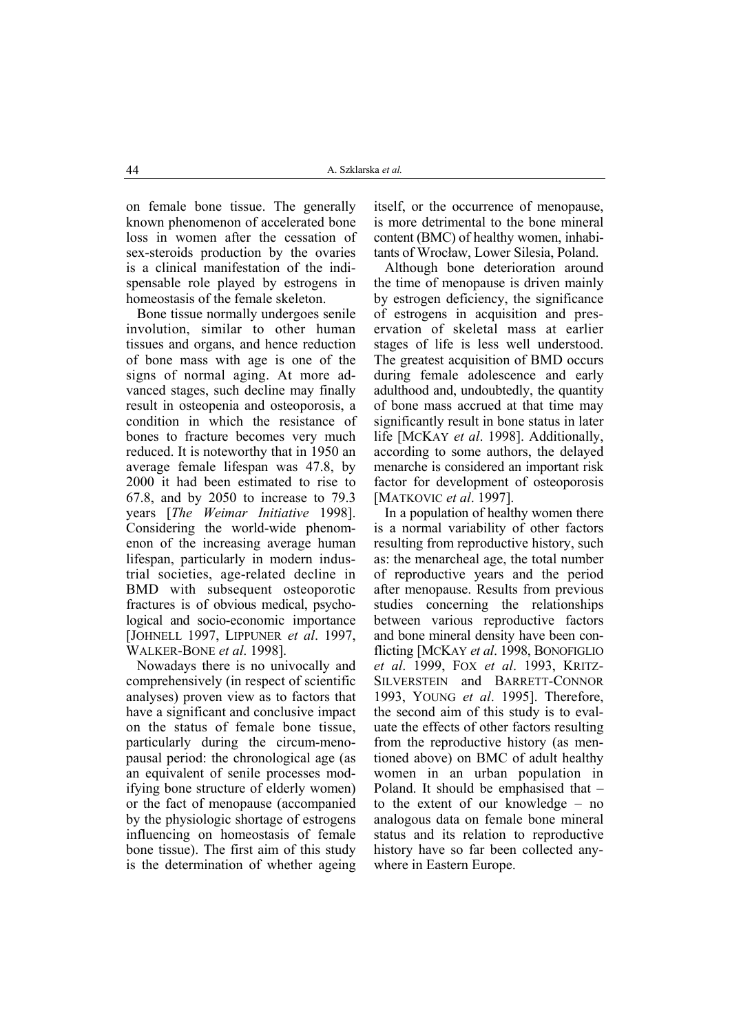on female bone tissue. The generally known phenomenon of accelerated bone loss in women after the cessation of sex-steroids production by the ovaries is a clinical manifestation of the indispensable role played by estrogens in homeostasis of the female skeleton.

Bone tissue normally undergoes senile involution, similar to other human tissues and organs, and hence reduction of bone mass with age is one of the signs of normal aging. At more advanced stages, such decline may finally result in osteopenia and osteoporosis, a condition in which the resistance of bones to fracture becomes very much reduced. It is noteworthy that in 1950 an average female lifespan was 47.8, by 2000 it had been estimated to rise to 67.8, and by 2050 to increase to 79.3 years [*The Weimar Initiative* 1998]. Considering the world-wide phenomenon of the increasing average human lifespan, particularly in modern industrial societies, age-related decline in BMD with subsequent osteoporotic fractures is of obvious medical, psychological and socio-economic importance [JOHNELL 1997, LIPPUNER *et al*. 1997, WALKER-BONE *et al*. 1998].

Nowadays there is no univocally and comprehensively (in respect of scientific analyses) proven view as to factors that have a significant and conclusive impact on the status of female bone tissue, particularly during the circum-menopausal period: the chronological age (as an equivalent of senile processes modifying bone structure of elderly women) or the fact of menopause (accompanied by the physiologic shortage of estrogens influencing on homeostasis of female bone tissue). The first aim of this study is the determination of whether ageing itself, or the occurrence of menopause, is more detrimental to the bone mineral content (BMC) of healthy women, inhabitants of Wrocław, Lower Silesia, Poland.

Although bone deterioration around the time of menopause is driven mainly by estrogen deficiency, the significance of estrogens in acquisition and preservation of skeletal mass at earlier stages of life is less well understood. The greatest acquisition of BMD occurs during female adolescence and early adulthood and, undoubtedly, the quantity of bone mass accrued at that time may significantly result in bone status in later life [MCKAY *et al*. 1998]. Additionally, according to some authors, the delayed menarche is considered an important risk factor for development of osteoporosis [MATKOVIC *et al*. 1997].

In a population of healthy women there is a normal variability of other factors resulting from reproductive history, such as: the menarcheal age, the total number of reproductive years and the period after menopause. Results from previous studies concerning the relationships between various reproductive factors and bone mineral density have been conflicting [MCKAY *et al*. 1998, BONOFIGLIO *et al*. 1999, FOX *et al*. 1993, KRITZ-SILVERSTEIN and BARRETT-CONNOR 1993, YOUNG *et al*. 1995]. Therefore, the second aim of this study is to evaluate the effects of other factors resulting from the reproductive history (as mentioned above) on BMC of adult healthy women in an urban population in Poland. It should be emphasised that – to the extent of our knowledge – no analogous data on female bone mineral status and its relation to reproductive history have so far been collected anywhere in Eastern Europe.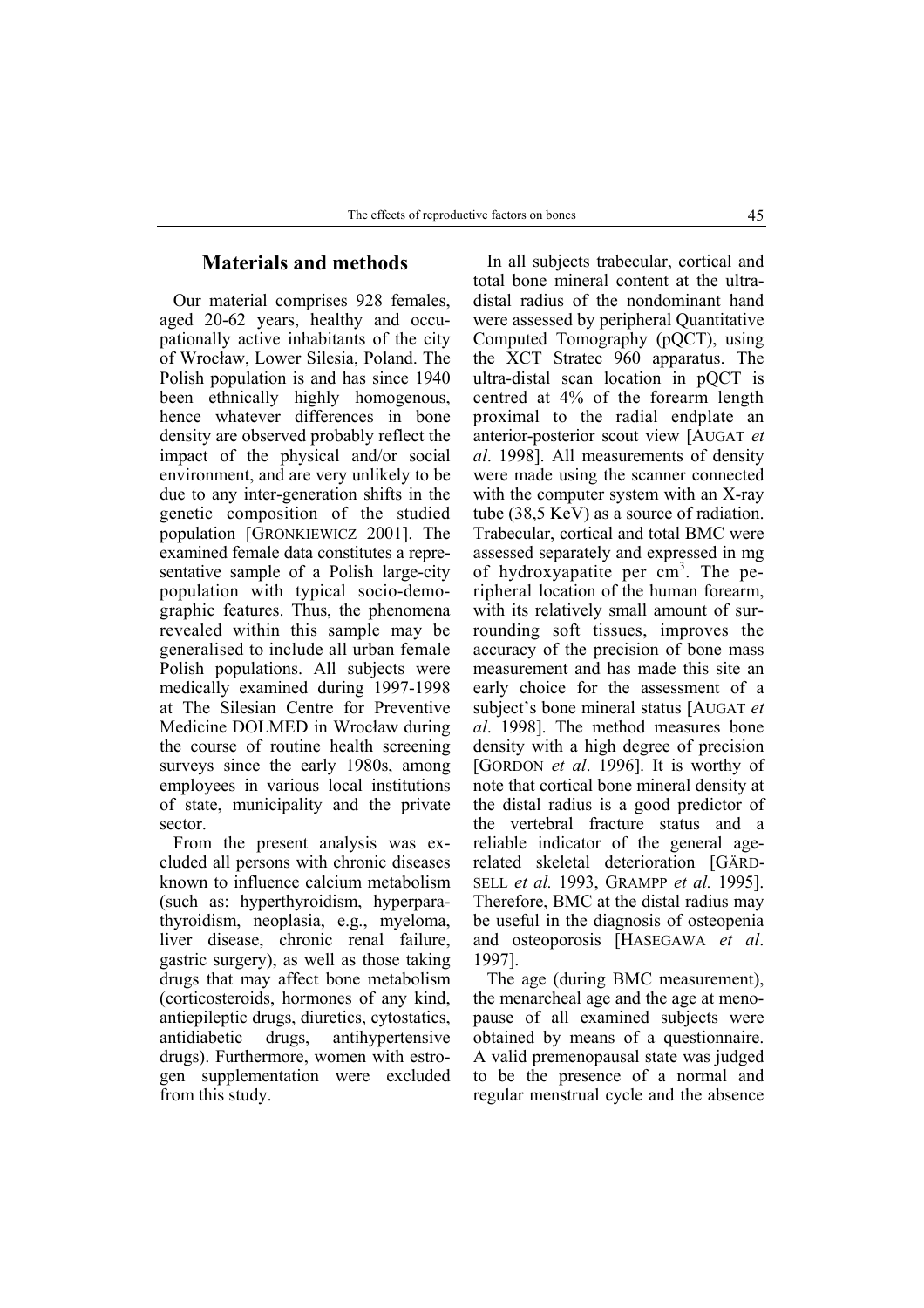## Materials and methods

Our material comprises 928 females, aged 20-62 years, healthy and occupationally active inhabitants of the city of Wrocław, Lower Silesia, Poland. The Polish population is and has since 1940 been ethnically highly homogenous, hence whatever differences in bone density are observed probably reflect the impact of the physical and/or social environment, and are very unlikely to be due to any inter-generation shifts in the genetic composition of the studied population [GRONKIEWICZ 2001]. The examined female data constitutes a representative sample of a Polish large-city population with typical socio-demographic features. Thus, the phenomena revealed within this sample may be generalised to include all urban female Polish populations. All subjects were medically examined during 1997-1998 at The Silesian Centre for Preventive Medicine DOLMED in Wrocław during the course of routine health screening surveys since the early 1980s, among employees in various local institutions of state, municipality and the private sector.

From the present analysis was excluded all persons with chronic diseases known to influence calcium metabolism (such as: hyperthyroidism, hyperparathyroidism, neoplasia, e.g., myeloma, liver disease, chronic renal failure, gastric surgery), as well as those taking drugs that may affect bone metabolism (corticosteroids, hormones of any kind, antiepileptic drugs, diuretics, cytostatics, antidiabetic drugs, antihypertensive drugs). Furthermore, women with estrogen supplementation were excluded from this study.

In all subjects trabecular, cortical and total bone mineral content at the ultradistal radius of the nondominant hand were assessed by peripheral Quantitative Computed Tomography (pQCT), using the XCT Stratec 960 apparatus. The ultra-distal scan location in pQCT is centred at 4% of the forearm length proximal to the radial endplate an anterior-posterior scout view [AUGAT *et al*. 1998]. All measurements of density were made using the scanner connected with the computer system with an X-ray tube (38,5 KeV) as a source of radiation. Trabecular, cortical and total BMC were assessed separately and expressed in mg of hydroxyapatite per $cm^3$. The peripheral location of the human forearm, with its relatively small amount of surrounding soft tissues, improves the accuracy of the precision of bone mass measurement and has made this site an early choice for the assessment of a subject's bone mineral status [AUGAT *et al*. 1998]. The method measures bone density with a high degree of precision [GORDON *et al*. 1996]. It is worthy of note that cortical bone mineral density at the distal radius is a good predictor of the vertebral fracture status and a reliable indicator of the general age-related skeletal deterioration [GÄRDSELL *et al.* 1993, GRAMPP *et al.* 1995]. Therefore, BMC at the distal radius may be useful in the diagnosis of osteopenia and osteoporosis [HASEGAWA *et al*. 1997].

The age (during BMC measurement), the menarcheal age and the age at menopause of all examined subjects were obtained by means of a questionnaire. A valid premenopausal state was judged to be the presence of a normal and regular menstrual cycle and the absence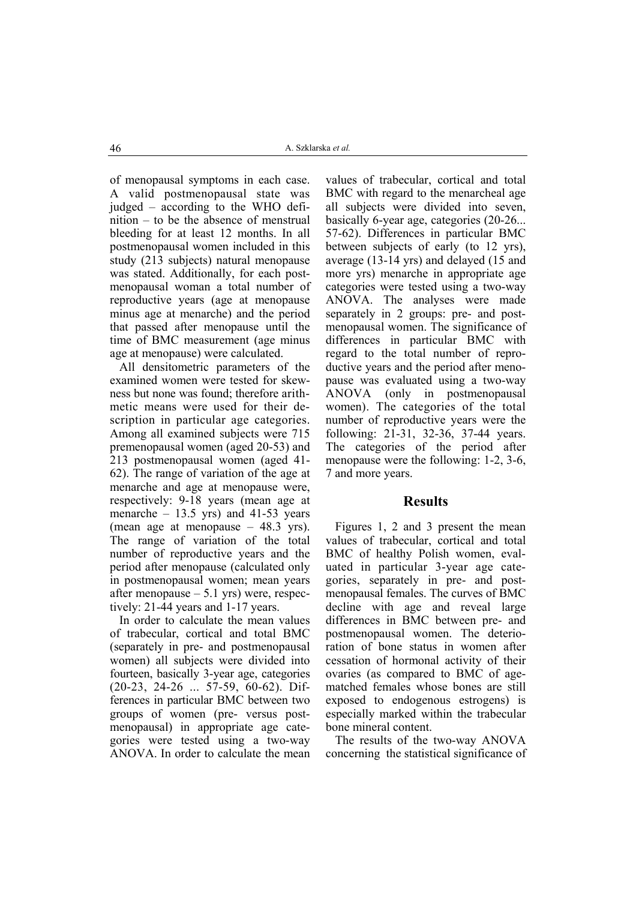of menopausal symptoms in each case. A valid postmenopausal state was judged – according to the WHO definition – to be the absence of menstrual bleeding for at least 12 months. In all postmenopausal women included in this study (213 subjects) natural menopause was stated. Additionally, for each postmenopausal woman a total number of reproductive years (age at menopause minus age at menarche) and the period that passed after menopause until the time of BMC measurement (age minus age at menopause) were calculated.

All densitometric parameters of the examined women were tested for skewness but none was found; therefore arithmetic means were used for their description in particular age categories. Among all examined subjects were 715 premenopausal women (aged 20-53) and 213 postmenopausal women (aged 41-62). The range of variation of the age at menarche and age at menopause were, respectively: 9-18 years (mean age at menarche – 13.5 yrs) and 41-53 years (mean age at menopause – 48.3 yrs). The range of variation of the total number of reproductive years and the period after menopause (calculated only in postmenopausal women; mean years after menopause – 5.1 yrs) were, respectively: 21-44 years and 1-17 years.

In order to calculate the mean values of trabecular, cortical and total BMC (separately in pre- and postmenopausal women) all subjects were divided into fourteen, basically 3-year age, categories (20-23, 24-26 ... 57-59, 60-62). Differences in particular BMC between two groups of women (pre- versus postmenopausal) in appropriate age categories were tested using a two-way ANOVA. In order to calculate the mean values of trabecular, cortical and total BMC with regard to the menarcheal age all subjects were divided into seven, basically 6-year age, categories (20-26... 57-62). Differences in particular BMC between subjects of early (to 12 yrs), average (13-14 yrs) and delayed (15 and more yrs) menarche in appropriate age categories were tested using a two-way ANOVA. The analyses were made separately in 2 groups: pre- and postmenopausal women. The significance of differences in particular BMC with regard to the total number of reproductive years and the period after menopause was evaluated using a two-way ANOVA (only in postmenopausal women). The categories of the total number of reproductive years were the following: 21-31, 32-36, 37-44 years. The categories of the period after menopause were the following: 1-2, 3-6, 7 and more years.

## Results

Figures 1, 2 and 3 present the mean values of trabecular, cortical and total BMC of healthy Polish women, evaluated in particular 3-year age categories, separately in pre- and postmenopausal females. The curves of BMC decline with age and reveal large differences in BMC between pre- and postmenopausal women. The deterioration of bone status in women after cessation of hormonal activity of their ovaries (as compared to BMC of age-matched females whose bones are still exposed to endogenous estrogens) is especially marked within the trabecular bone mineral content.

The results of the two-way ANOVA concerning the statistical significance of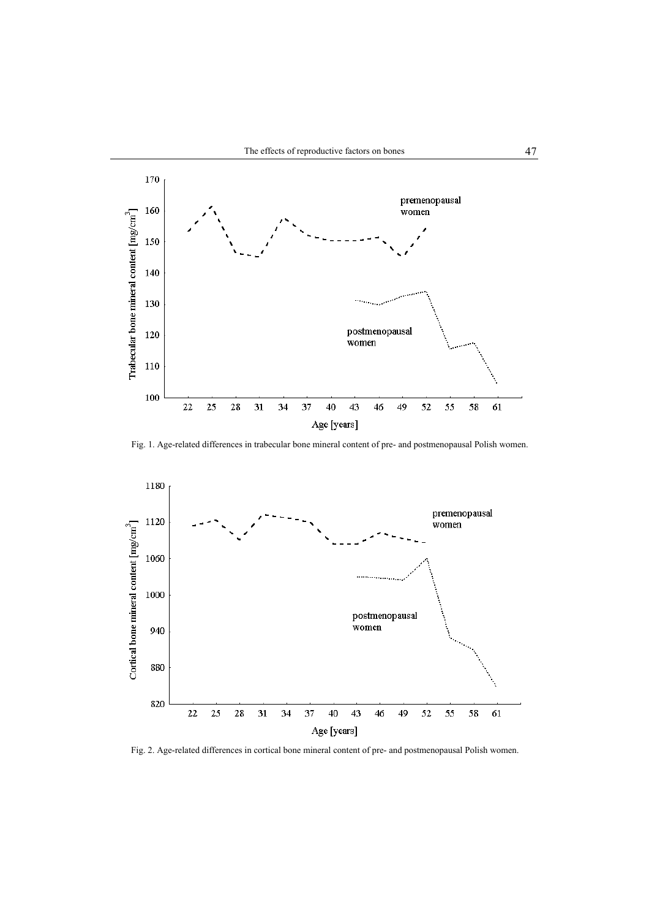Fig. 1. Age-related differences in trabecular bone mineral content of pre- and postmenopausal Polish women.

Fig. 2. Age-related differences in cortical bone mineral content of pre- and postmenopausal Polish women.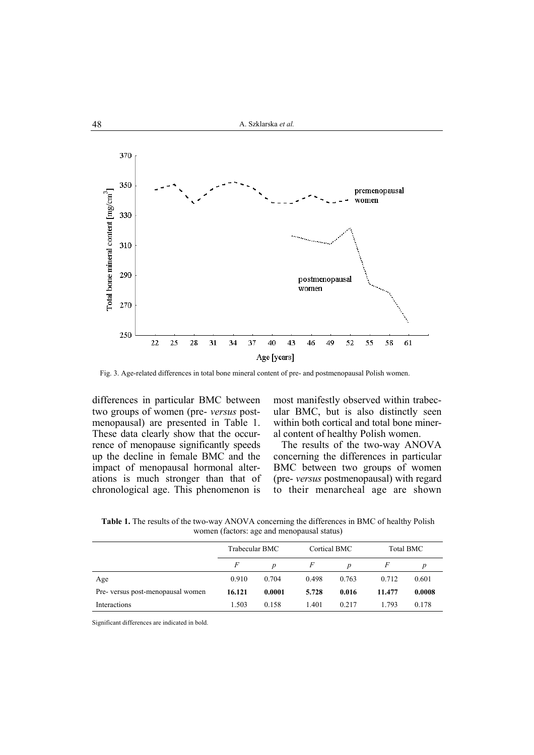Fig. 3. Age-related differences in total bone mineral content of pre- and postmenopausal Polish women.

differences in particular BMC between two groups of women (pre- *versus* postmenopausal) are presented in Table 1. These data clearly show that the occurrence of menopause significantly speeds up the decline in female BMC and the impact of menopausal hormonal alterations is much stronger than that of chronological age. This phenomenon is most manifestly observed within trabecular BMC, but is also distinctly seen within both cortical and total bone mineral content of healthy Polish women.

The results of the two-way ANOVA concerning the differences in particular BMC between two groups of women (pre- *versus* postmenopausal) with regard to their menarcheal age are shown

**Table 1.** The results of the two-way ANOVA concerning the differences in BMC of healthy Polish women (factors: age and menopausal status)

| | Trabecular BMC | | Cortical BMC | | Total BMC | |
|---|---|---|---|---|---|---|
| | $F$ | $p$ | $F$ | $p$ | $F$ | $p$ |
| Age | 0.910 | 0.704 | 0.498 | 0.763 | 0.712 | 0.601 |
| Pre- versus post-menopausal women | **16.121** | **0.0001** | **5.728** | **0.016** | **11.477** | **0.0008** |
| Interactions | 1.503 | 0.158 | 1.401 | 0.217 | 1.793 | 0.178 |

Significant differences are indicated in bold.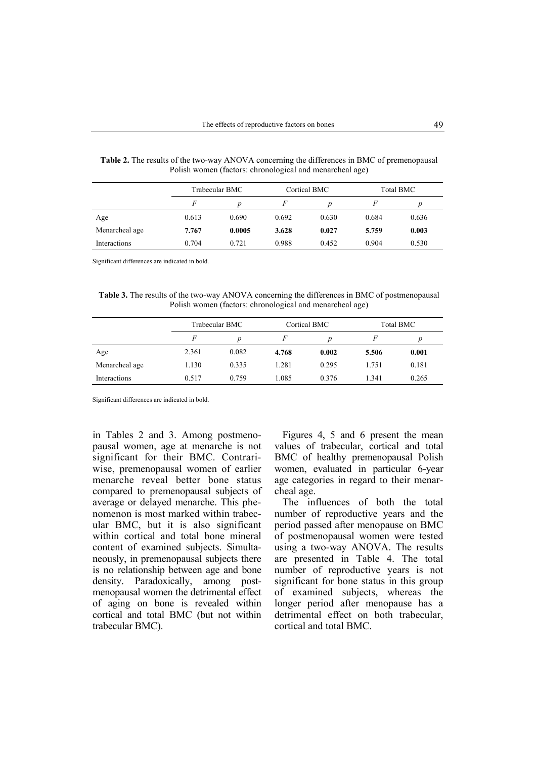**Table 2.** The results of the two-way ANOVA concerning the differences in BMC of premenopausal Polish women (factors: chronological and menarcheal age)

| | Trabecular BMC | | Cortical BMC | | Total BMC | |
|---|---|---|---|---|---|---|
| | *F* | *p* | *F* | *p* | *F* | *p* |
| Age | 0.613 | 0.690 | 0.692 | 0.630 | 0.684 | 0.636 |
| Menarcheal age | **7.767** | **0.0005** | **3.628** | **0.027** | **5.759** | **0.003** |
| Interactions | 0.704 | 0.721 | 0.988 | 0.452 | 0.904 | 0.530 |

Significant differences are indicated in bold.

**Table 3.** The results of the two-way ANOVA concerning the differences in BMC of postmenopausal Polish women (factors: chronological and menarcheal age)

| | Trabecular BMC | | Cortical BMC | | Total BMC | |
|---|---|---|---|---|---|---|
| | *F* | *p* | *F* | *p* | *F* | *p* |
| Age | 2.361 | 0.082 | **4.768** | **0.002** | **5.506** | **0.001** |
| Menarcheal age | 1.130 | 0.335 | 1.281 | 0.295 | 1.751 | 0.181 |
| Interactions | 0.517 | 0.759 | 1.085 | 0.376 | 1.341 | 0.265 |

Significant differences are indicated in bold.

in Tables 2 and 3. Among postmenopausal women, age at menarche is not significant for their BMC. Contrariwise, premenopausal women of earlier menarche reveal better bone status compared to premenopausal subjects of average or delayed menarche. This phenomenon is most marked within trabecular BMC, but it is also significant within cortical and total bone mineral content of examined subjects. Simultaneously, in premenopausal subjects there is no relationship between age and bone density. Paradoxically, among postmenopausal women the detrimental effect of aging on bone is revealed within cortical and total BMC (but not within trabecular BMC).

Figures 4, 5 and 6 present the mean values of trabecular, cortical and total BMC of healthy premenopausal Polish women, evaluated in particular 6-year age categories in regard to their menarcheal age.

The influences of both the total number of reproductive years and the period passed after menopause on BMC of postmenopausal women were tested using a two-way ANOVA. The results are presented in Table 4. The total number of reproductive years is not significant for bone status in this group of examined subjects, whereas the longer period after menopause has a detrimental effect on both trabecular, cortical and total BMC.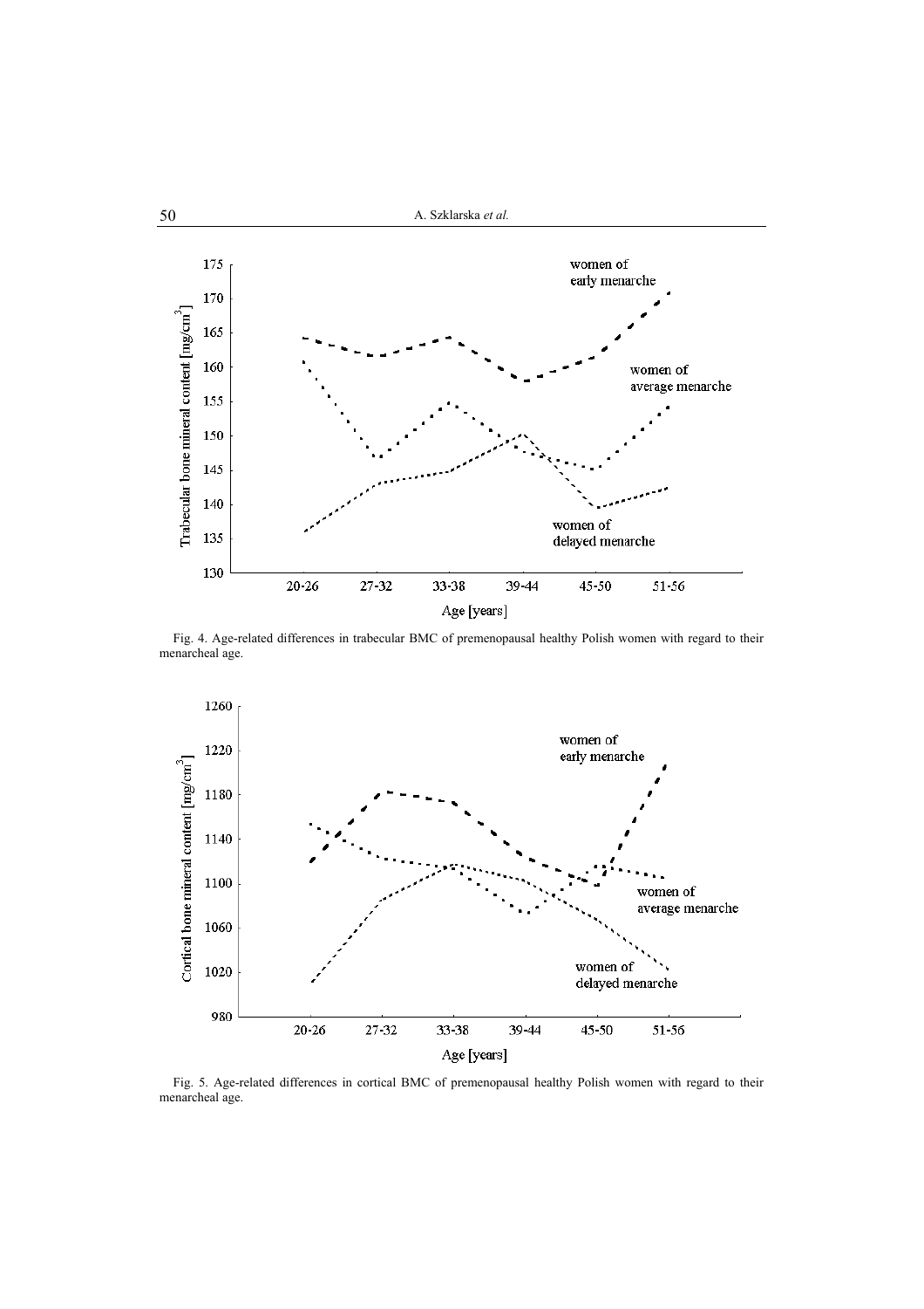Fig. 4. Age-related differences in trabecular BMC of premenopausal healthy Polish women with regard to their menarcheal age.

Fig. 5. Age-related differences in cortical BMC of premenopausal healthy Polish women with regard to their menarcheal age.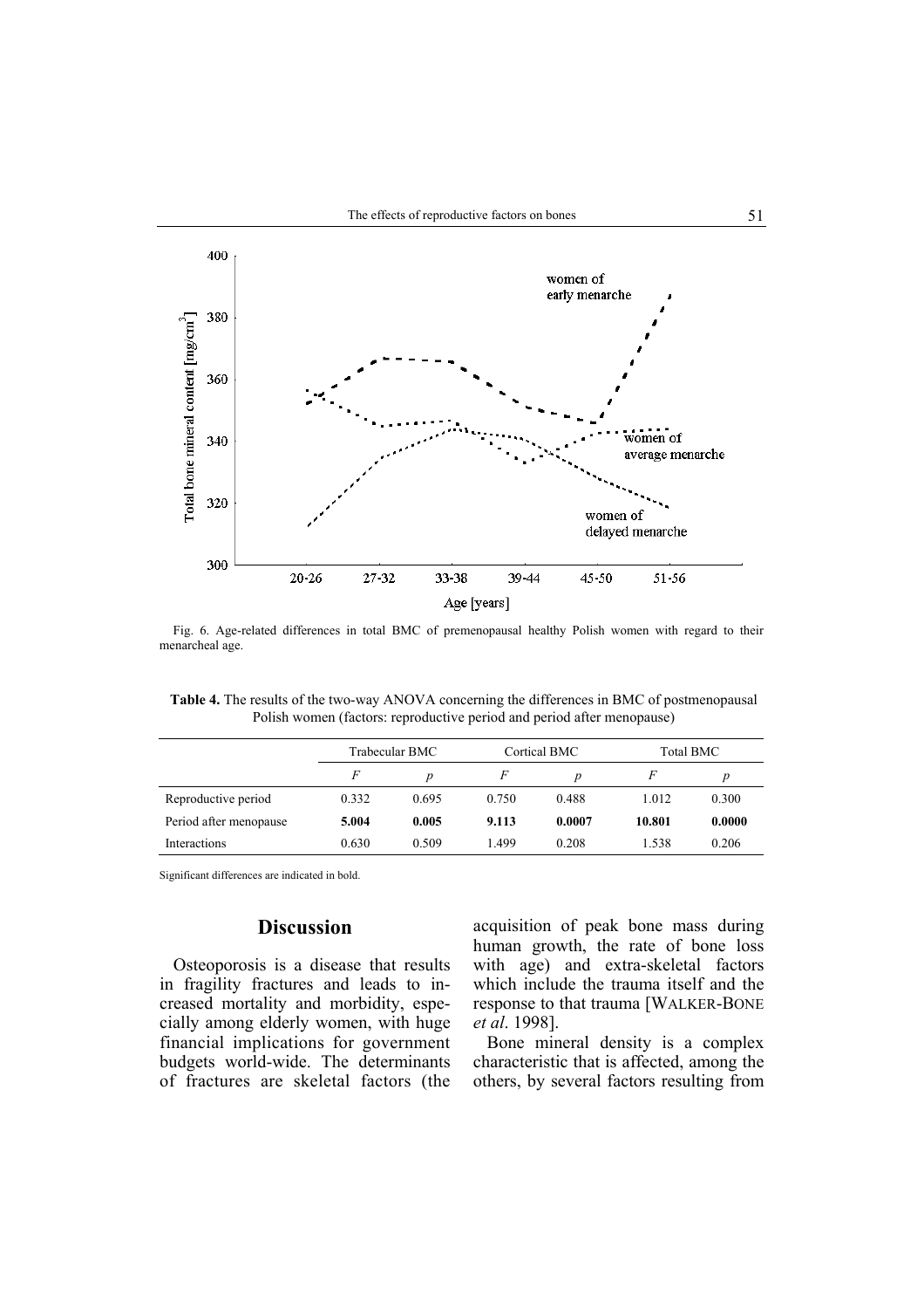Fig. 6. Age-related differences in total BMC of premenopausal healthy Polish women with regard to their menarcheal age.

**Table 4.** The results of the two-way ANOVA concerning the differences in BMC of postmenopausal Polish women (factors: reproductive period and period after menopause)

| | Trabecular BMC | | Cortical BMC | | Total BMC | |
|---|---|---|---|---|---|---|
| | $F$ | $p$ | $F$ | $p$ | $F$ | $p$ |
| Reproductive period | 0.332 | 0.695 | 0.750 | 0.488 | 1.012 | 0.300 |
| Period after menopause | **5.004** | **0.005** | **9.113** | **0.0007** | **10.801** | **0.0000** |
| Interactions | 0.630 | 0.509 | 1.499 | 0.208 | 1.538 | 0.206 |

Significant differences are indicated in bold.

## Discussion

Osteoporosis is a disease that results in fragility fractures and leads to increased mortality and morbidity, especially among elderly women, with huge financial implications for government budgets world-wide. The determinants of fractures are skeletal factors (the acquisition of peak bone mass during human growth, the rate of bone loss with age) and extra-skeletal factors which include the trauma itself and the response to that trauma [WALKER-BONE *et al*. 1998].

Bone mineral density is a complex characteristic that is affected, among the others, by several factors resulting from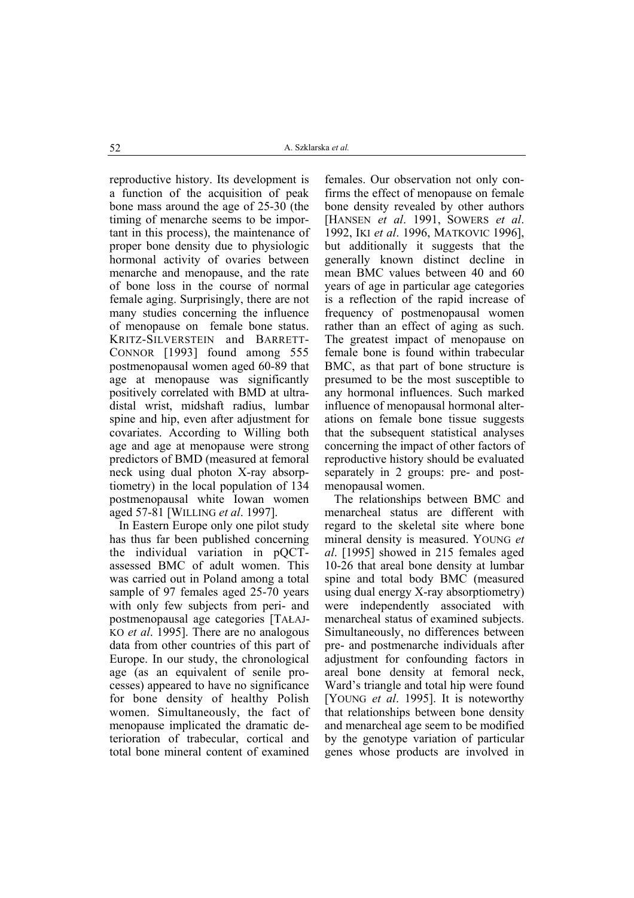reproductive history. Its development is a function of the acquisition of peak bone mass around the age of 25-30 (the timing of menarche seems to be important in this process), the maintenance of proper bone density due to physiologic hormonal activity of ovaries between menarche and menopause, and the rate of bone loss in the course of normal female aging. Surprisingly, there are not many studies concerning the influence of menopause on female bone status. KRITZ-SILVERSTEIN and BARRETT-CONNOR [1993] found among 555 postmenopausal women aged 60-89 that age at menopause was significantly positively correlated with BMD at ultradistal wrist, midshaft radius, lumbar spine and hip, even after adjustment for covariates. According to Willing both age and age at menopause were strong predictors of BMD (measured at femoral neck using dual photon X-ray absorptiometry) in the local population of 134 postmenopausal white Iowan women aged 57-81 [WILLING *et al*. 1997].

In Eastern Europe only one pilot study has thus far been published concerning the individual variation in pQCT-assessed BMC of adult women. This was carried out in Poland among a total sample of 97 females aged 25-70 years with only few subjects from peri- and postmenopausal age categories [TAŁAJKO *et al*. 1995]. There are no analogous data from other countries of this part of Europe. In our study, the chronological age (as an equivalent of senile processes) appeared to have no significance for bone density of healthy Polish women. Simultaneously, the fact of menopause implicated the dramatic deterioration of trabecular, cortical and total bone mineral content of examined females. Our observation not only confirms the effect of menopause on female bone density revealed by other authors [HANSEN *et al*. 1991, SOWERS *et al*. 1992, IKI *et al*. 1996, MATKOVIC 1996], but additionally it suggests that the generally known distinct decline in mean BMC values between 40 and 60 years of age in particular age categories is a reflection of the rapid increase of frequency of postmenopausal women rather than an effect of aging as such. The greatest impact of menopause on female bone is found within trabecular BMC, as that part of bone structure is presumed to be the most susceptible to any hormonal influences. Such marked influence of menopausal hormonal alterations on female bone tissue suggests that the subsequent statistical analyses concerning the impact of other factors of reproductive history should be evaluated separately in 2 groups: pre- and postmenopausal women.

The relationships between BMC and menarcheal status are different with regard to the skeletal site where bone mineral density is measured. YOUNG *et al*. [1995] showed in 215 females aged 10-26 that areal bone density at lumbar spine and total body BMC (measured using dual energy X-ray absorptiometry) were independently associated with menarcheal status of examined subjects. Simultaneously, no differences between pre- and postmenarche individuals after adjustment for confounding factors in areal bone density at femoral neck, Ward's triangle and total hip were found [YOUNG *et al*. 1995]. It is noteworthy that relationships between bone density and menarcheal age seem to be modified by the genotype variation of particular genes whose products are involved in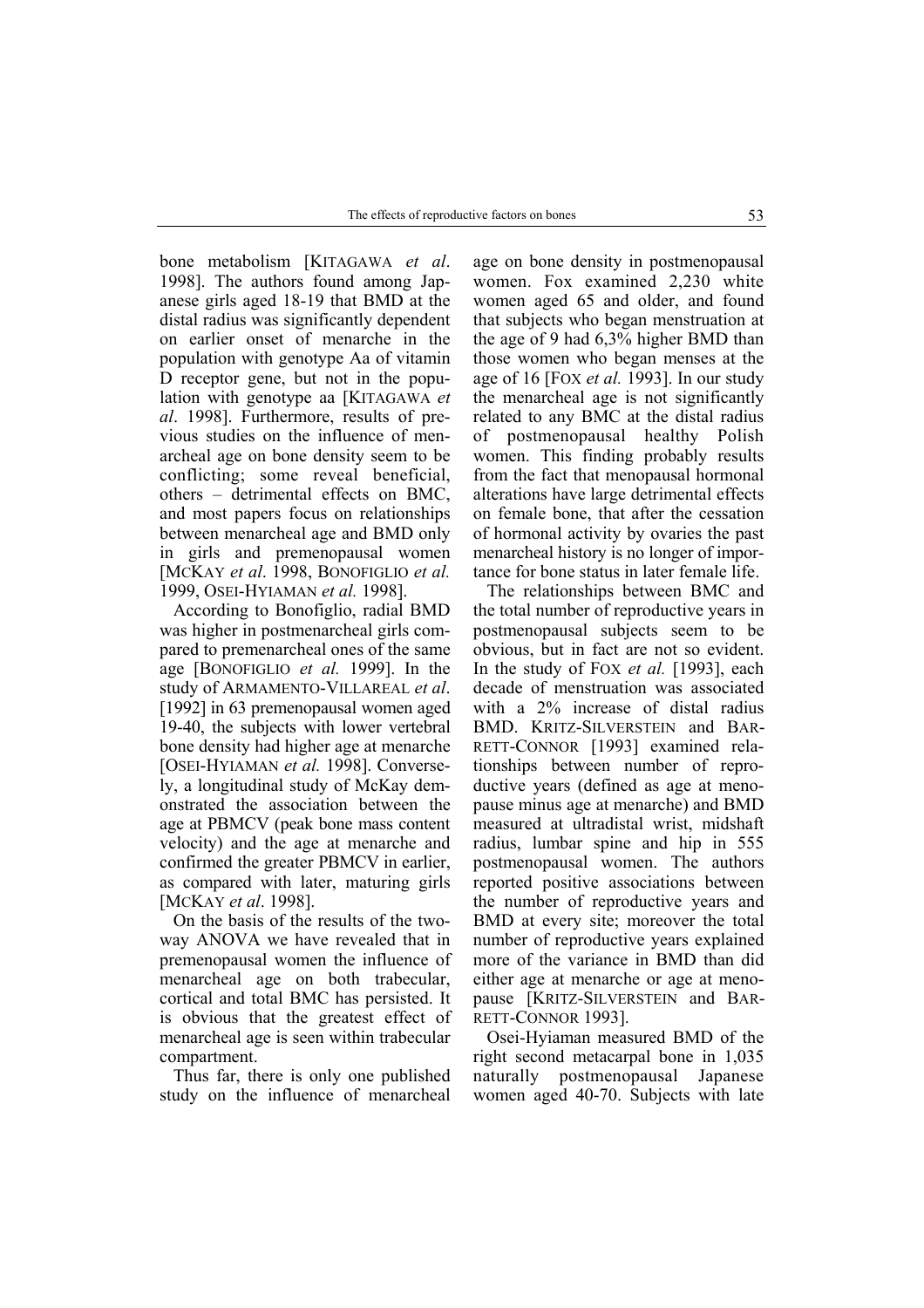bone metabolism [KITAGAWA *et al*. 1998]. The authors found among Japanese girls aged 18-19 that BMD at the distal radius was significantly dependent on earlier onset of menarche in the population with genotype Aa of vitamin D receptor gene, but not in the population with genotype aa [KITAGAWA *et al*. 1998]. Furthermore, results of previous studies on the influence of menarcheal age on bone density seem to be conflicting; some reveal beneficial, others – detrimental effects on BMC, and most papers focus on relationships between menarcheal age and BMD only in girls and premenopausal women [MCKAY *et al*. 1998, BONOFIGLIO *et al.* 1999, OSEI-HYIAMAN *et al.* 1998].

According to Bonofiglio, radial BMD was higher in postmenarcheal girls compared to premenarcheal ones of the same age [BONOFIGLIO *et al.* 1999]. In the study of ARMAMENTO-VILLAREAL *et al*. [1992] in 63 premenopausal women aged 19-40, the subjects with lower vertebral bone density had higher age at menarche [OSEI-HYIAMAN *et al.* 1998]. Conversely, a longitudinal study of McKay demonstrated the association between the age at PBMCV (peak bone mass content velocity) and the age at menarche and confirmed the greater PBMCV in earlier, as compared with later, maturing girls [MCKAY *et al*. 1998].

On the basis of the results of the two-way ANOVA we have revealed that in premenopausal women the influence of menarcheal age on both trabecular, cortical and total BMC has persisted. It is obvious that the greatest effect of menarcheal age is seen within trabecular compartment.

Thus far, there is only one published study on the influence of menarcheal age on bone density in postmenopausal women. Fox examined 2,230 white women aged 65 and older, and found that subjects who began menstruation at the age of 9 had 6,3% higher BMD than those women who began menses at the age of 16 [FOX *et al.* 1993]. In our study the menarcheal age is not significantly related to any BMC at the distal radius of postmenopausal healthy Polish women. This finding probably results from the fact that menopausal hormonal alterations have large detrimental effects on female bone, that after the cessation of hormonal activity by ovaries the past menarcheal history is no longer of importance for bone status in later female life.

The relationships between BMC and the total number of reproductive years in postmenopausal subjects seem to be obvious, but in fact are not so evident. In the study of FOX *et al.* [1993], each decade of menstruation was associated with a 2% increase of distal radius BMD. KRITZ-SILVERSTEIN and BARRETT-CONNOR [1993] examined relationships between number of reproductive years (defined as age at menopause minus age at menarche) and BMD measured at ultradistal wrist, midshaft radius, lumbar spine and hip in 555 postmenopausal women. The authors reported positive associations between the number of reproductive years and BMD at every site; moreover the total number of reproductive years explained more of the variance in BMD than did either age at menarche or age at menopause [KRITZ-SILVERSTEIN and BARRETT-CONNOR 1993].

Osei-Hyiaman measured BMD of the right second metacarpal bone in 1,035 naturally postmenopausal Japanese women aged 40-70. Subjects with late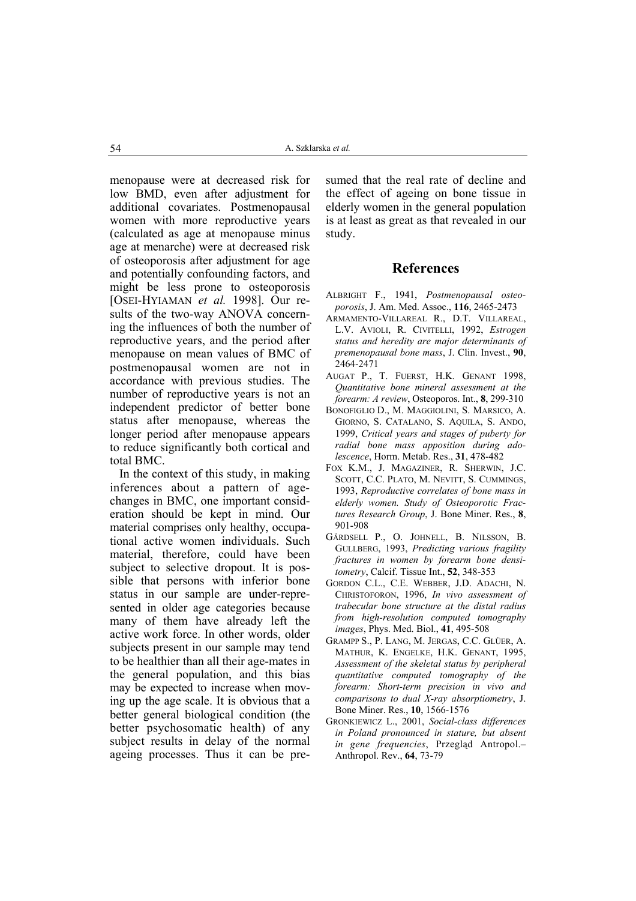menopause were at decreased risk for low BMD, even after adjustment for additional covariates. Postmenopausal women with more reproductive years (calculated as age at menopause minus age at menarche) were at decreased risk of osteoporosis after adjustment for age and potentially confounding factors, and might be less prone to osteoporosis [OSEI-HYIAMAN *et al.* 1998]. Our results of the two-way ANOVA concerning the influences of both the number of reproductive years, and the period after menopause on mean values of BMC of postmenopausal women are not in accordance with previous studies. The number of reproductive years is not an independent predictor of better bone status after menopause, whereas the longer period after menopause appears to reduce significantly both cortical and total BMC.

In the context of this study, in making inferences about a pattern of age-changes in BMC, one important consideration should be kept in mind. Our material comprises only healthy, occupational active women individuals. Such material, therefore, could have been subject to selective dropout. It is possible that persons with inferior bone status in our sample are under-represented in older age categories because many of them have already left the active work force. In other words, older subjects present in our sample may tend to be healthier than all their age-mates in the general population, and this bias may be expected to increase when moving up the age scale. It is obvious that a better general biological condition (the better psychosomatic health) of any subject results in delay of the normal ageing processes. Thus it can be presumed that the real rate of decline and the effect of ageing on bone tissue in elderly women in the general population is at least as great as that revealed in our study.

## References

ALBRIGHT F., 1941, *Postmenopausal osteoporosis*, J. Am. Med. Assoc., **116**, 2465-2473

ARMAMENTO-VILLAREAL R., D.T. VILLAREAL, L.V. AVIOLI, R. CIVITELLI, 1992, *Estrogen status and heredity are major determinants of premenopausal bone mass*, J. Clin. Invest., **90**, 2464-2471

AUGAT P., T. FUERST, H.K. GENANT 1998, *Quantitative bone mineral assessment at the forearm: A review*, Osteoporos. Int., **8**, 299-310

BONOFIGLIO D., M. MAGGIOLINI, S. MARSICO, A. GIORNO, S. CATALANO, S. AQUILA, S. ANDO, 1999, *Critical years and stages of puberty for radial bone mass apposition during adolescence*, Horm. Metab. Res., **31**, 478-482

FOX K.M., J. MAGAZINER, R. SHERWIN, J.C. SCOTT, C.C. PLATO, M. NEVITT, S. CUMMINGS, 1993, *Reproductive correlates of bone mass in elderly women. Study of Osteoporotic Fractures Research Group*, J. Bone Miner. Res., **8**, 901-908

GÄRDSELL P., O. JOHNELL, B. NILSSON, B. GULLBERG, 1993, *Predicting various fragility fractures in women by forearm bone densitometry*, Calcif. Tissue Int., **52**, 348-353

GORDON C.L., C.E. WEBBER, J.D. ADACHI, N. CHRISTOFORON, 1996, *In vivo assessment of trabecular bone structure at the distal radius from high-resolution computed tomography images*, Phys. Med. Biol., **41**, 495-508

GRAMPP S., P. LANG, M. JERGAS, C.C. GLÜER, A. MATHUR, K. ENGELKE, H.K. GENANT, 1995, *Assessment of the skeletal status by peripheral quantitative computed tomography of the forearm: Short-term precision in vivo and comparisons to dual X-ray absorptiometry*, J. Bone Miner. Res., **10**, 1566-1576

GRONKIEWICZ L., 2001, *Social-class differences in Poland pronounced in stature, but absent in gene frequencies*, Przegląd Antropol.– Anthropol. Rev., **64**, 73-79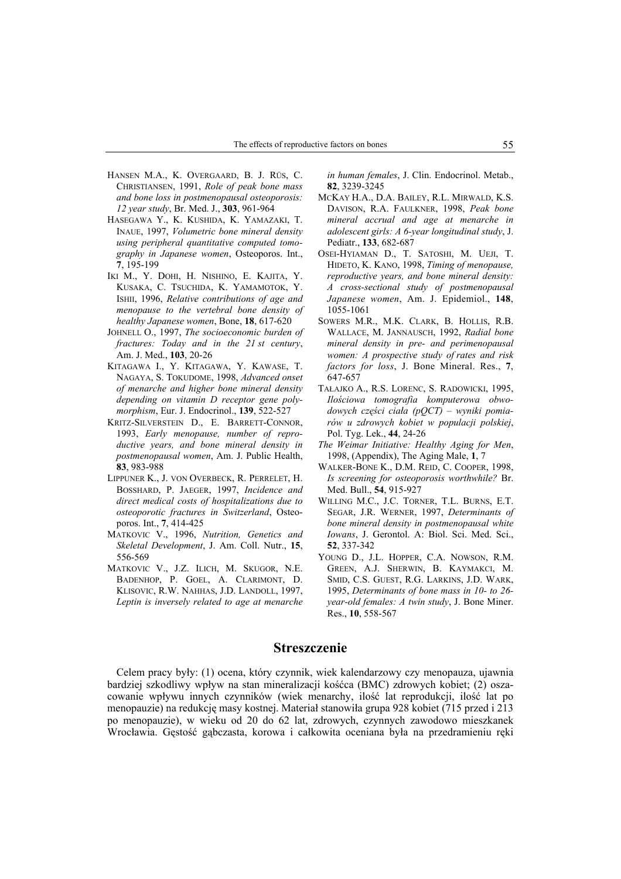HANSEN M.A., K. OVERGAARD, B. J. RIIS, C. CHRISTIANSEN, 1991, *Role of peak bone mass and bone loss in postmenopausal osteoporosis: 12 year study*, Br. Med. J., **303**, 961-964

HASEGAWA Y., K. KUSHIDA, K. YAMAZAKI, T. INAUE, 1997, *Volumetric bone mineral density using peripheral quantitative computed tomography in Japanese women*, Osteoporos. Int., **7**, 195-199

IKI M., Y. DOHI, H. NISHINO, E. KAJITA, Y. KUSAKA, C. TSUCHIDA, K. YAMAMOTOK, Y. ISHII, 1996, *Relative contributions of age and menopause to the vertebral bone density of healthy Japanese women*, Bone, **18**, 617-620

JOHNELL O., 1997, *The socioeconomic burden of fractures: Today and in the 21 st century*, Am. J. Med., **103**, 20-26

KITAGAWA I., Y. KITAGAWA, Y. KAWASE, T. NAGAYA, S. TOKUDOME, 1998, *Advanced onset of menarche and higher bone mineral density depending on vitamin D receptor gene polymorphism*, Eur. J. Endocrinol., **139**, 522-527

KRITZ-SILVERSTEIN D., E. BARRETT-CONNOR, 1993, *Early menopause, number of reproductive years, and bone mineral density in postmenopausal women*, Am. J. Public Health, **83**, 983-988

LIPPUNER K., J. VON OVERBECK, R. PERRELET, H. BOSSHARD, P. JAEGER, 1997, *Incidence and direct medical costs of hospitalizations due to osteoporotic fractures in Switzerland*, Osteoporos. Int., **7**, 414-425

MATKOVIC V., 1996, *Nutrition, Genetics and Skeletal Development*, J. Am. Coll. Nutr., **15**, 556-569

MATKOVIC V., J.Z. ILICH, M. SKUGOR, N.E. BADENHOP, P. GOEL, A. CLARIMONT, D. KLISOVIC, R.W. NAHHAS, J.D. LANDOLL, 1997, *Leptin is inversely related to age at menarche in human females*, J. Clin. Endocrinol. Metab., **82**, 3239-3245

MCKAY H.A., D.A. BAILEY, R.L. MIRWALD, K.S. DAVISON, R.A. FAULKNER, 1998, *Peak bone mineral accrual and age at menarche in adolescent girls: A 6-year longitudinal study*, J. Pediatr., **133**, 682-687

OSEI-HYIAMAN D., T. SATOSHI, M. UEJI, T. HIDETO, K. KANO, 1998, *Timing of menopause, reproductive years, and bone mineral density: A cross-sectional study of postmenopausal Japanese women*, Am. J. Epidemiol., **148**, 1055-1061

SOWERS M.R., M.K. CLARK, B. HOLLIS, R.B. WALLACE, M. JANNAUSCH, 1992, *Radial bone mineral density in pre- and perimenopausal women: A prospective study of rates and risk factors for loss*, J. Bone Mineral. Res., **7**, 647-657

TAŁAJKO A., R.S. LORENC, S. RADOWICKI, 1995, *Ilościowa tomografia komputerowa obwodowych części ciała (pQCT) – wyniki pomiarów u zdrowych kobiet w populacji polskiej*, Pol. Tyg. Lek., **44**, 24-26

*The Weimar Initiative: Healthy Aging for Men*, 1998, (Appendix), The Aging Male, **1**, 7

WALKER-BONE K., D.M. REID, C. COOPER, 1998, *Is screening for osteoporosis worthwhile?* Br. Med. Bull., **54**, 915-927

WILLING M.C., J.C. TORNER, T.L. BURNS, E.T. SEGAR, J.R. WERNER, 1997, *Determinants of bone mineral density in postmenopausal white Iowans*, J. Gerontol. A: Biol. Sci. Med. Sci., **52**, 337-342

YOUNG D., J.L. HOPPER, C.A. NOWSON, R.M. GREEN, A.J. SHERWIN, B. KAYMAKCI, M. SMID, C.S. GUEST, R.G. LARKINS, J.D. WARK, 1995, *Determinants of bone mass in 10- to 26-year-old females: A twin study*, J. Bone Miner. Res., **10**, 558-567

## Streszczenie

Celem pracy były: (1) ocena, który czynnik, wiek kalendarzowy czy menopauza, ujawnia bardziej szkodliwy wpływ na stan mineralizacji kośćca (BMC) zdrowych kobiet; (2) oszacowanie wpływu innych czynników (wiek menarchy, ilość lat reprodukcji, ilość lat po menopauzie) na redukcję masy kostnej. Materiał stanowiła grupa 928 kobiet (715 przed i 213 po menopauzie), w wieku od 20 do 62 lat, zdrowych, czynnych zawodowo mieszkanek Wrocławia. Gęstość gąbczasta, korowa i całkowita oceniana była na przedramieniu ręki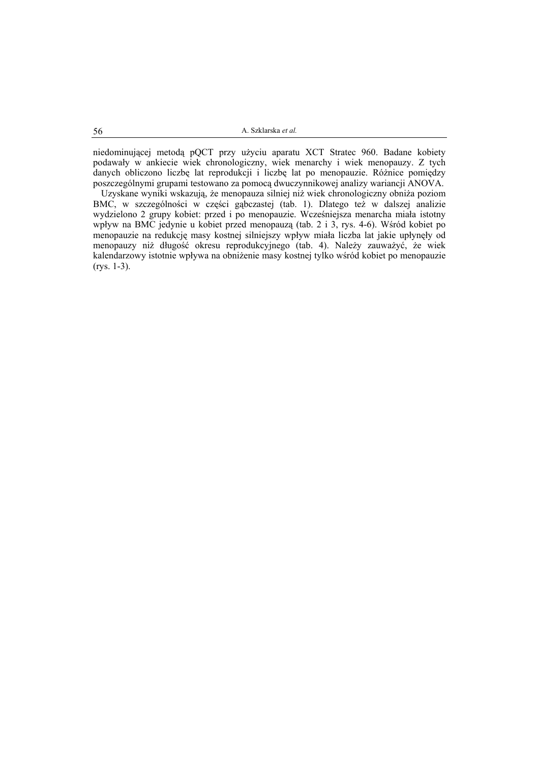niedominującej metodą pQCT przy użyciu aparatu XCT Stratec 960. Badane kobiety podawały w ankiecie wiek chronologiczny, wiek menarchy i wiek menopauzy. Z tych danych obliczono liczbę lat reprodukcji i liczbę lat po menopauzie. Różnice pomiędzy poszczególnymi grupami testowano za pomocą dwuczynnikowej analizy wariancji ANOVA.

Uzyskane wyniki wskazują, że menopauza silniej niż wiek chronologiczny obniża poziom BMC, w szczególności w części gąbczastej (tab. 1). Dlatego też w dalszej analizie wydzielono 2 grupy kobiet: przed i po menopauzie. Wcześniejsza menarcha miała istotny wpływ na BMC jedynie u kobiet przed menopauzą (tab. 2 i 3, rys. 4-6). Wśród kobiet po menopauzie na redukcję masy kostnej silniejszy wpływ miała liczba lat jakie upłynęły od menopauzy niż długość okresu reprodukcyjnego (tab. 4). Należy zauważyć, że wiek kalendarzowy istotnie wpływa na obniżenie masy kostnej tylko wśród kobiet po menopauzie (rys. 1-3).